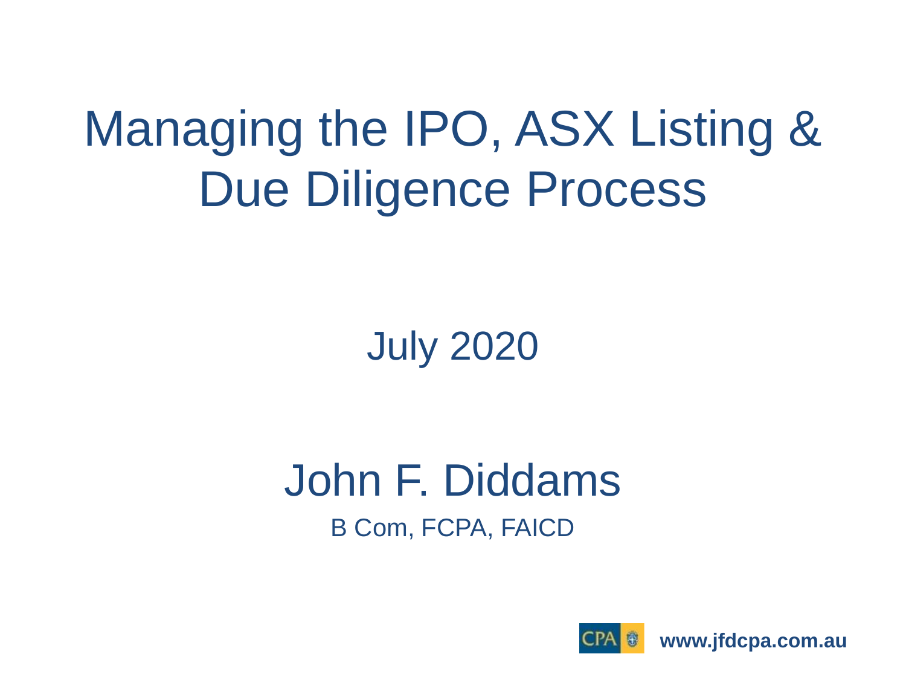# Managing the IPO, ASX Listing & Due Diligence Process

July 2020

## John F. Diddams

B Com, FCPA, FAICD

CPA **www.jfdcpa.com.au**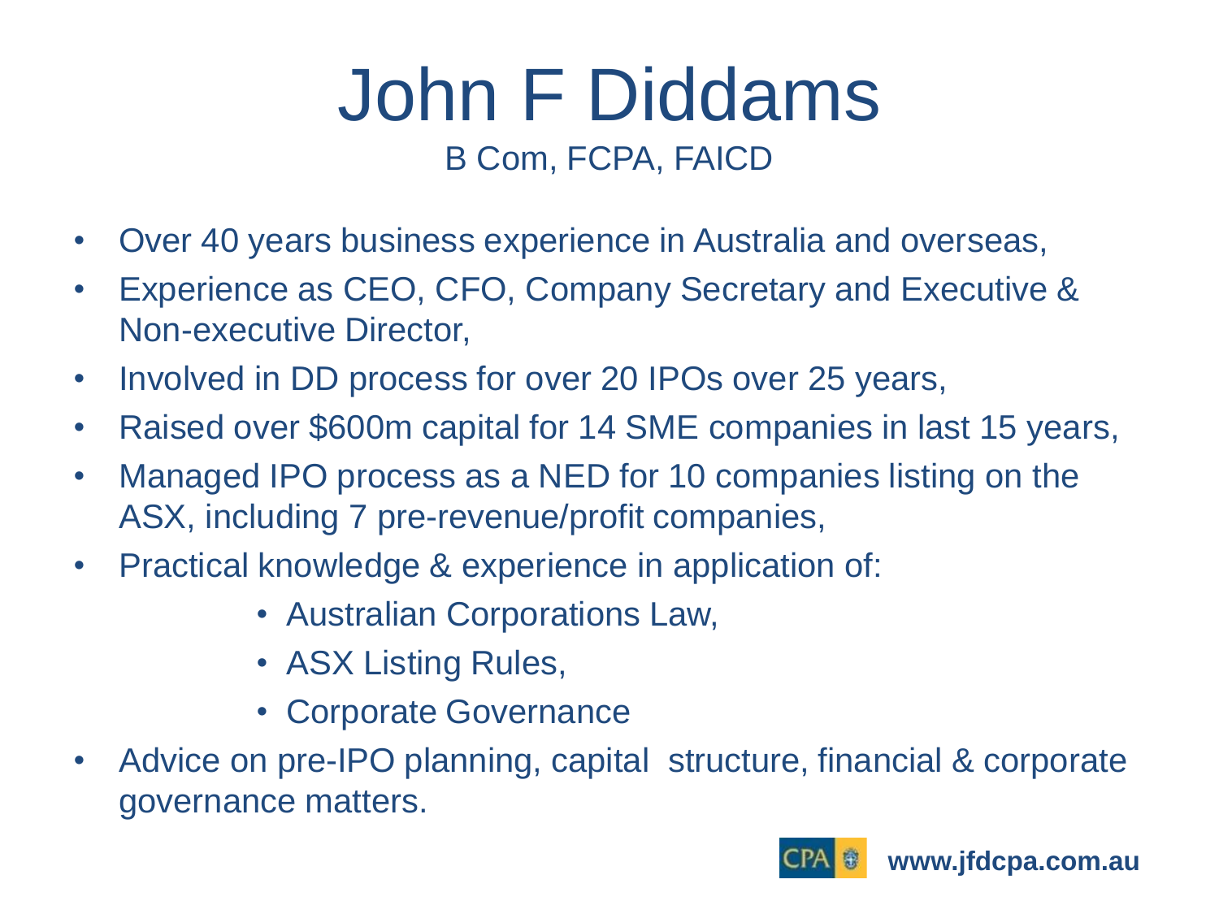# John F Diddams

B Com, FCPA, FAICD

- Over 40 years business experience in Australia and overseas,
- Experience as CEO, CFO, Company Secretary and Executive & Non-executive Director,
- Involved in DD process for over 20 IPOs over 25 years,
- Raised over $600m capital for 14 SME companies in last 15 years,
- Managed IPO process as a NED for 10 companies listing on the ASX, including 7 pre-revenue/profit companies,
- Practical knowledge & experience in application of:
  - Australian Corporations Law,
  - ASX Listing Rules,
  - Corporate Governance
- Advice on pre-IPO planning, capital structure, financial & corporate governance matters.

CPA **www.jfdcpa.com.au**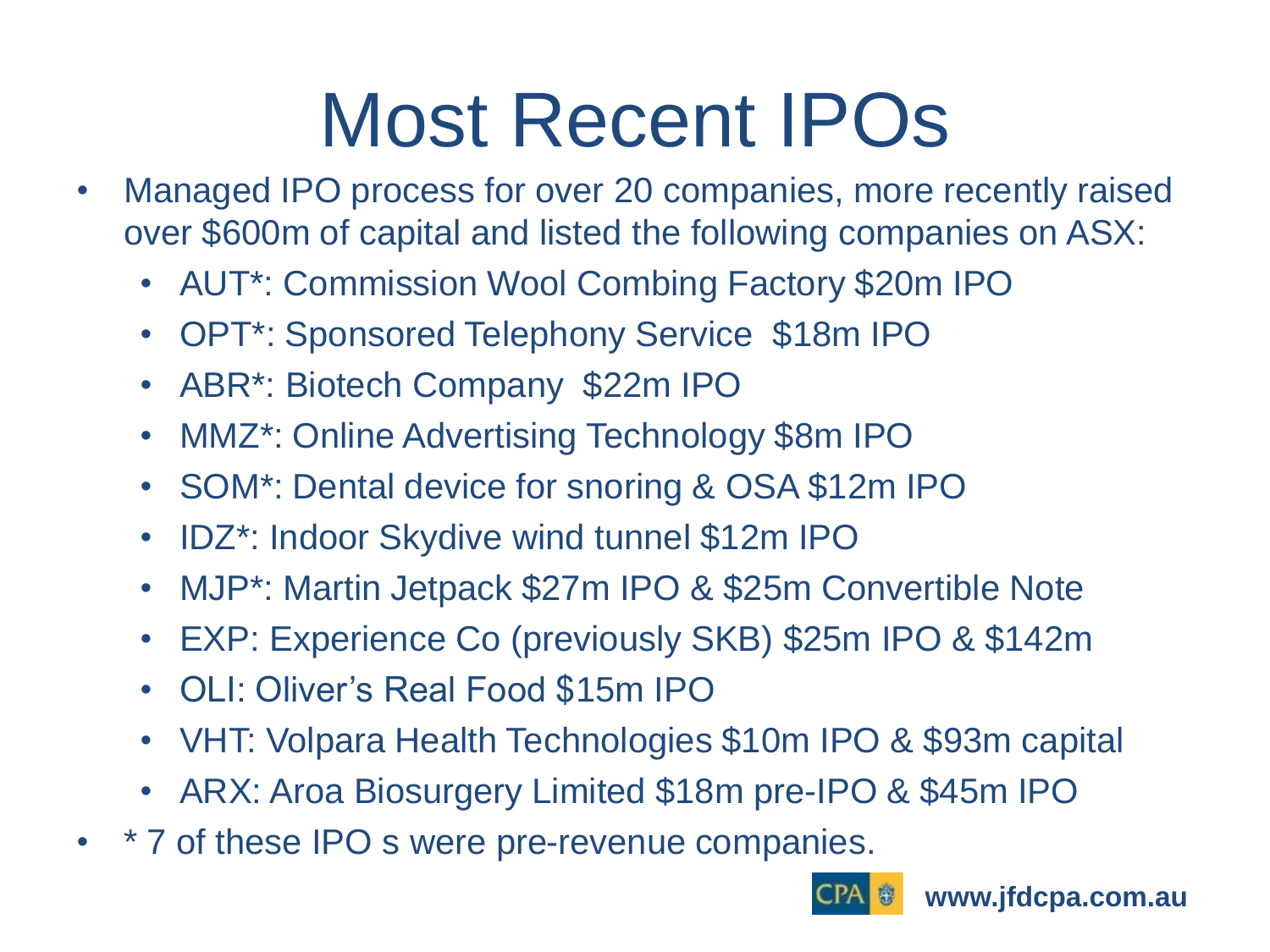# Most Recent IPOs

- Managed IPO process for over 20 companies, more recently raised over $600m of capital and listed the following companies on ASX:
  - AUT*: Commission Wool Combing Factory $20m IPO
  - OPT*: Sponsored Telephony Service $18m IPO
  - ABR*: Biotech Company $22m IPO
  - MMZ*: Online Advertising Technology $8m IPO
  - SOM*: Dental device for snoring & OSA $12m IPO
  - IDZ*: Indoor Skydive wind tunnel $12m IPO
  - MJP*: Martin Jetpack $27m IPO & $25m Convertible Note
  - EXP: Experience Co (previously SKB) $25m IPO & $142m
  - OLI: Oliver's Real Food $15m IPO
  - VHT: Volpara Health Technologies $10m IPO & $93m capital
  - ARX: Aroa Biosurgery Limited $18m pre-IPO & $45m IPO
- * 7 of these IPO s were pre-revenue companies.

CPA www.jfdcpa.com.au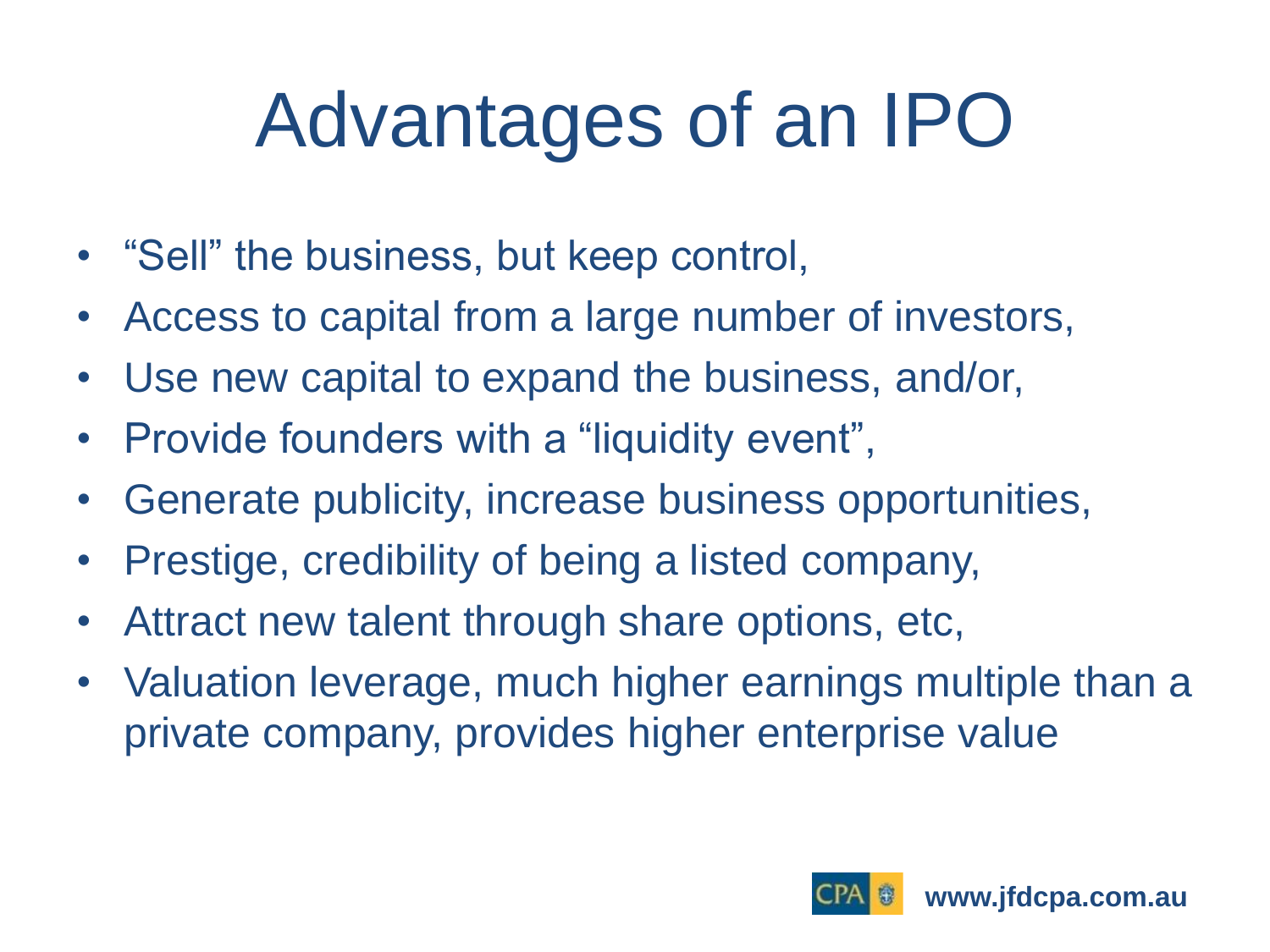# Advantages of an IPO

- “Sell” the business, but keep control,
- Access to capital from a large number of investors,
- Use new capital to expand the business, and/or,
- Provide founders with a “liquidity event”,
- Generate publicity, increase business opportunities,
- Prestige, credibility of being a listed company,
- Attract new talent through share options, etc,
- Valuation leverage, much higher earnings multiple than a private company, provides higher enterprise value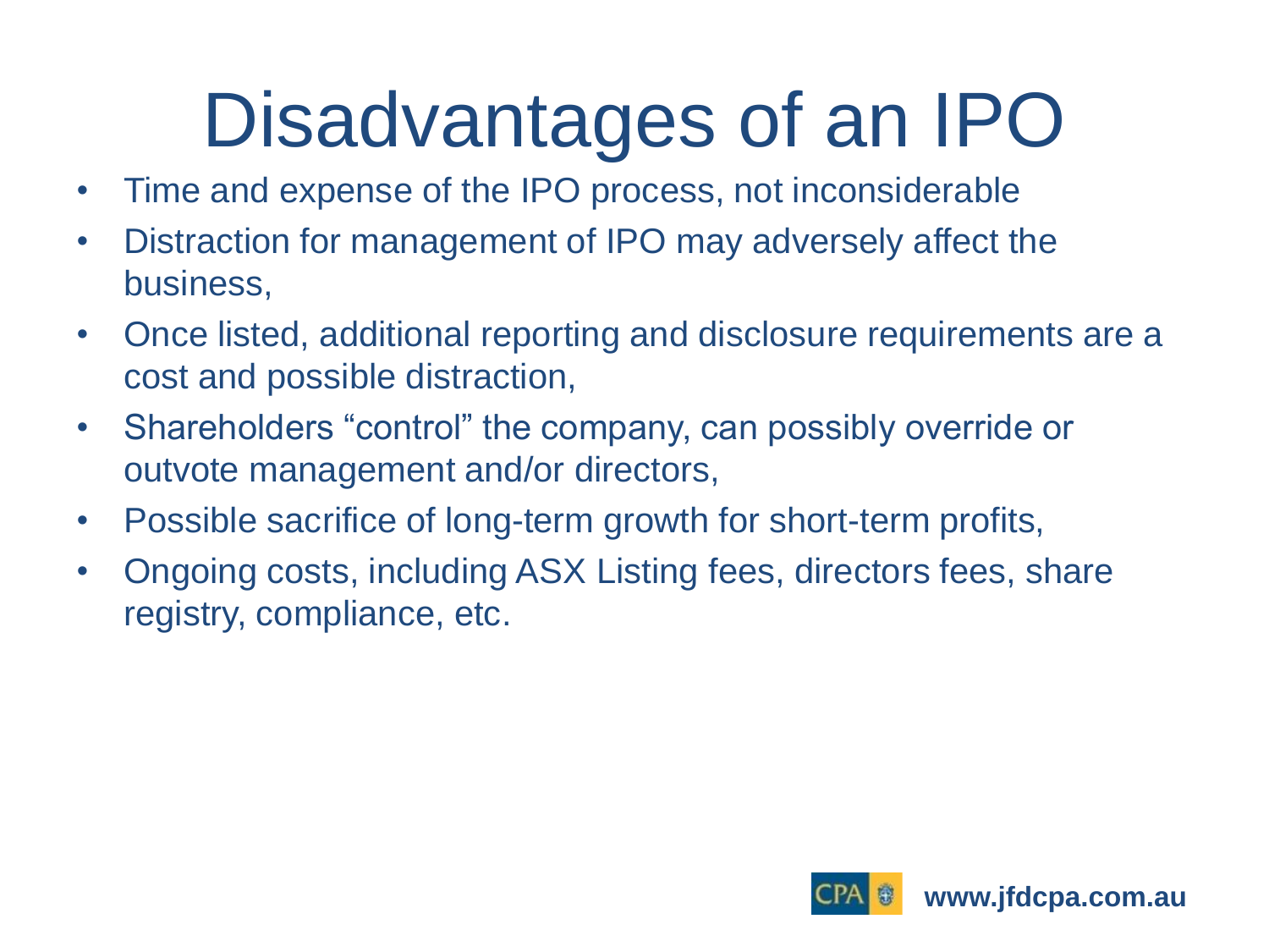# Disadvantages of an IPO

- Time and expense of the IPO process, not inconsiderable
- Distraction for management of IPO may adversely affect the business,
- Once listed, additional reporting and disclosure requirements are a cost and possible distraction,
- Shareholders "control" the company, can possibly override or outvote management and/or directors,
- Possible sacrifice of long-term growth for short-term profits,
- Ongoing costs, including ASX Listing fees, directors fees, share registry, compliance, etc.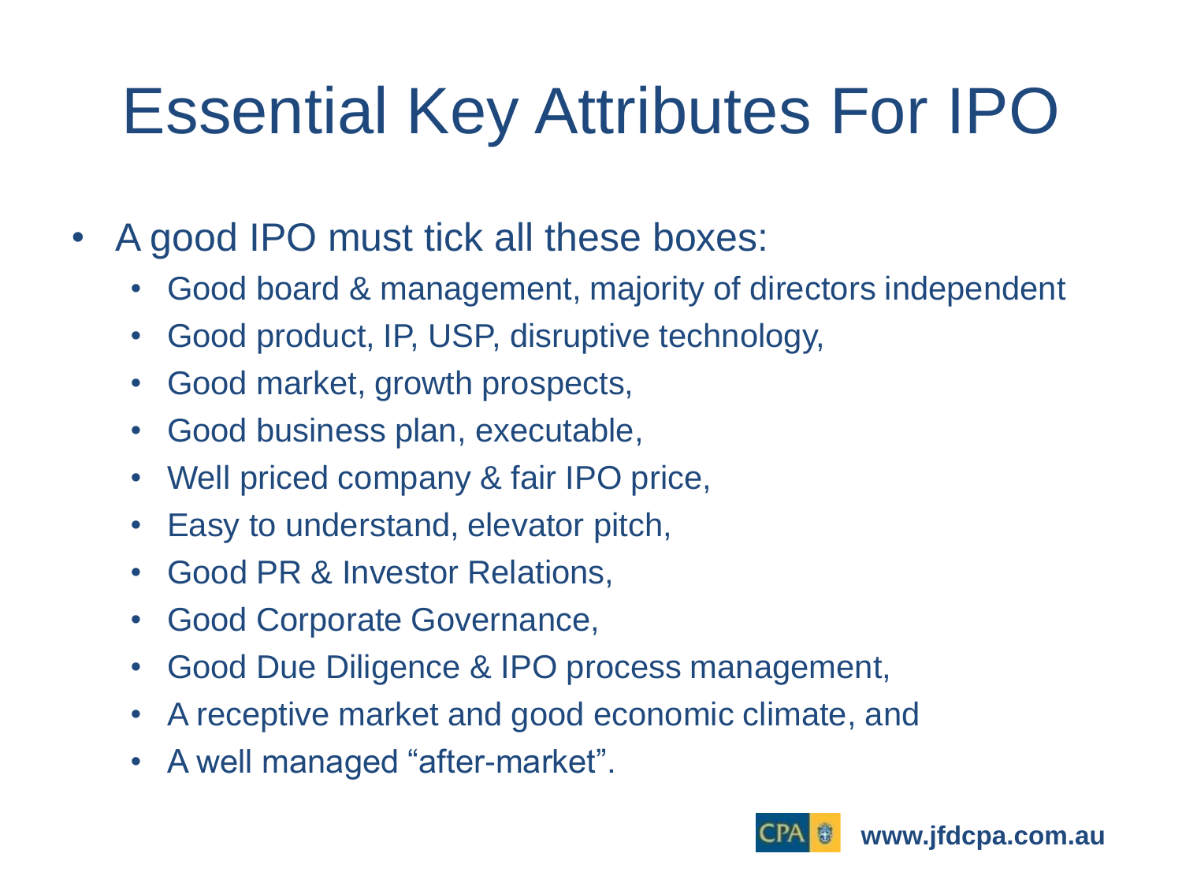# Essential Key Attributes For IPO

- A good IPO must tick all these boxes:
  - Good board & management, majority of directors independent
  - Good product, IP, USP, disruptive technology,
  - Good market, growth prospects,
  - Good business plan, executable,
  - Well priced company & fair IPO price,
  - Easy to understand, elevator pitch,
  - Good PR & Investor Relations,
  - Good Corporate Governance,
  - Good Due Diligence & IPO process management,
  - A receptive market and good economic climate, and
  - A well managed “after-market”.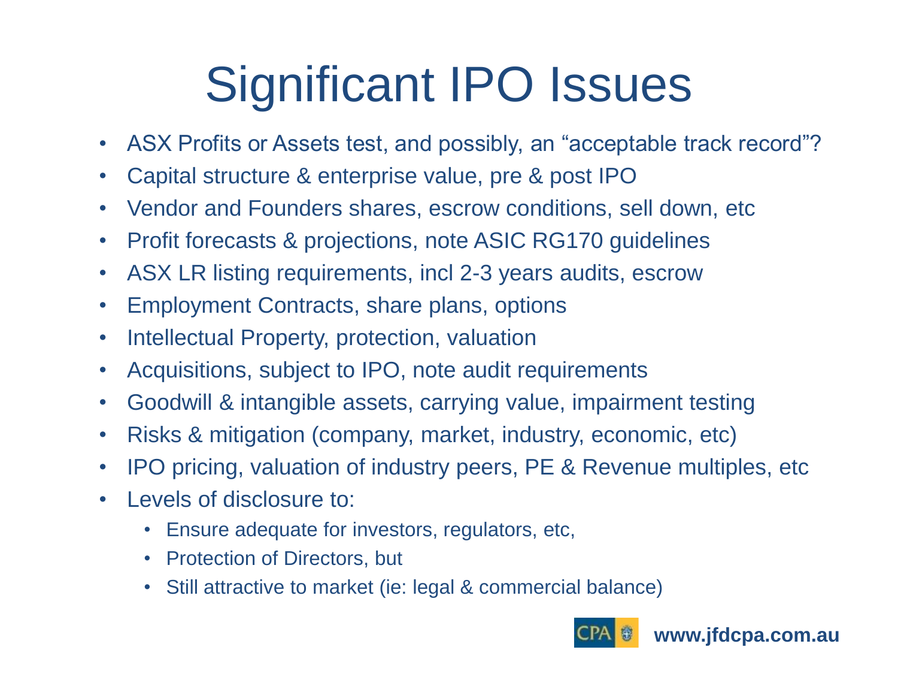# Significant IPO Issues

- ASX Profits or Assets test, and possibly, an "acceptable track record"?
- Capital structure & enterprise value, pre & post IPO
- Vendor and Founders shares, escrow conditions, sell down, etc
- Profit forecasts & projections, note ASIC RG170 guidelines
- ASX LR listing requirements, incl 2-3 years audits, escrow
- Employment Contracts, share plans, options
- Intellectual Property, protection, valuation
- Acquisitions, subject to IPO, note audit requirements
- Goodwill & intangible assets, carrying value, impairment testing
- Risks & mitigation (company, market, industry, economic, etc)
- IPO pricing, valuation of industry peers, PE & Revenue multiples, etc
- Levels of disclosure to:
  - Ensure adequate for investors, regulators, etc,
  - Protection of Directors, but
  - Still attractive to market (ie: legal & commercial balance)

CPA **www.jfdcpa.com.au**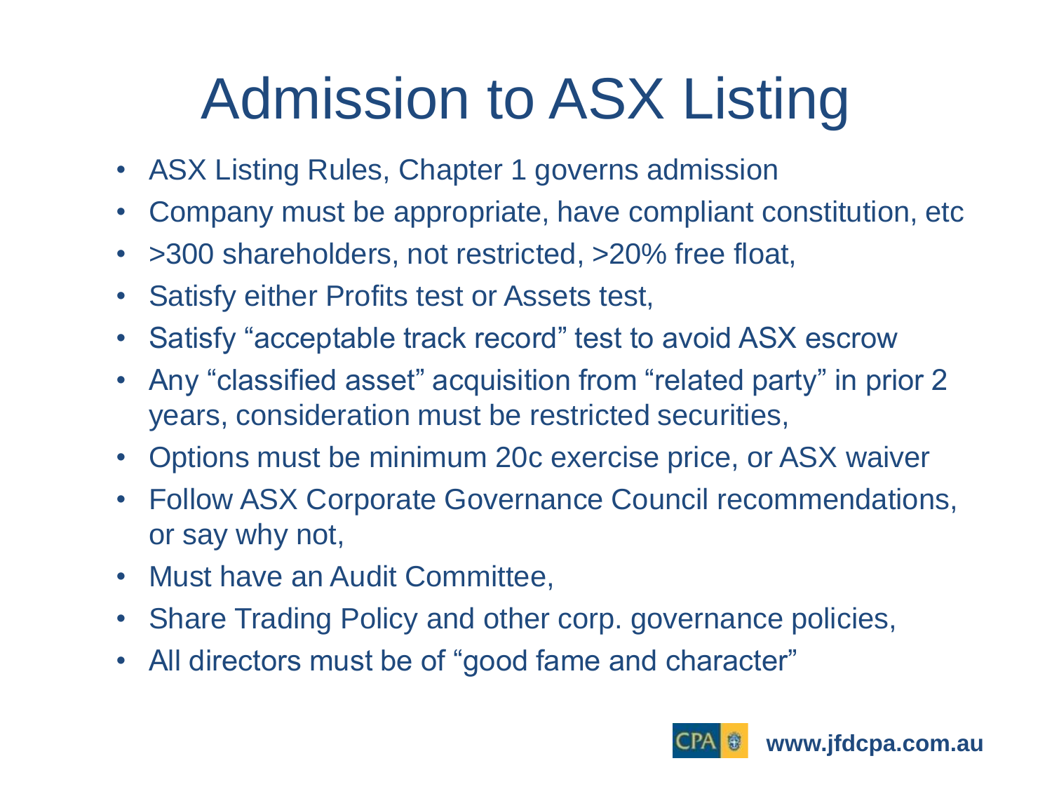# Admission to ASX Listing

- ASX Listing Rules, Chapter 1 governs admission
- Company must be appropriate, have compliant constitution, etc
- >300 shareholders, not restricted, >20% free float,
- Satisfy either Profits test or Assets test,
- Satisfy "acceptable track record" test to avoid ASX escrow
- Any "classified asset" acquisition from "related party" in prior 2 years, consideration must be restricted securities,
- Options must be minimum 20c exercise price, or ASX waiver
- Follow ASX Corporate Governance Council recommendations, or say why not,
- Must have an Audit Committee,
- Share Trading Policy and other corp. governance policies,
- All directors must be of "good fame and character"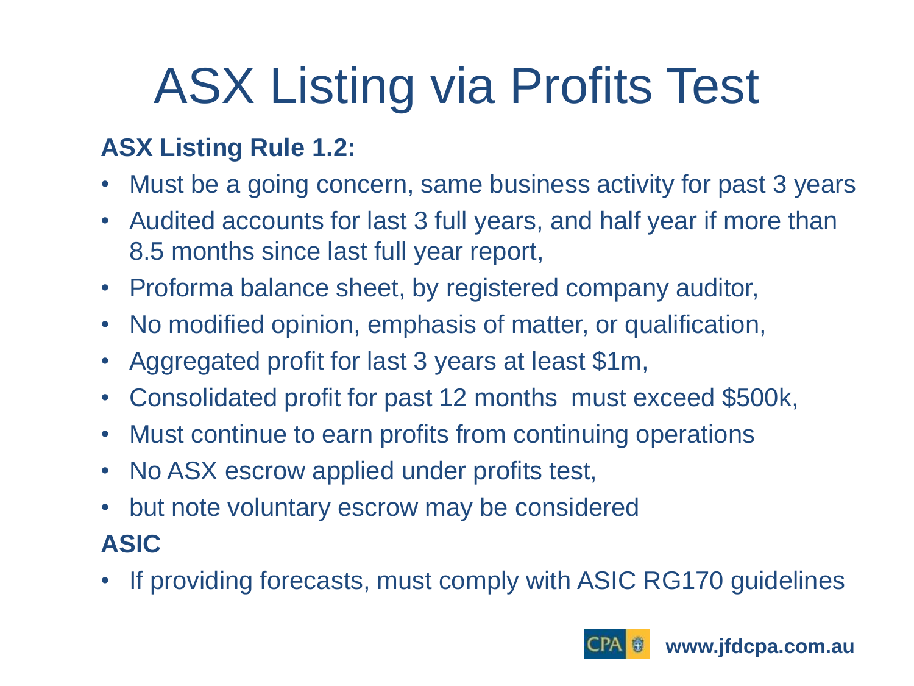# ASX Listing via Profits Test

**ASX Listing Rule 1.2:**

- Must be a going concern, same business activity for past 3 years
- Audited accounts for last 3 full years, and half year if more than 8.5 months since last full year report,
- Proforma balance sheet, by registered company auditor,
- No modified opinion, emphasis of matter, or qualification,
- Aggregated profit for last 3 years at least $1m,
- Consolidated profit for past 12 months must exceed $500k,
- Must continue to earn profits from continuing operations
- No ASX escrow applied under profits test,
- but note voluntary escrow may be considered

**ASIC**

- If providing forecasts, must comply with ASIC RG170 guidelines

**www.jfdcpa.com.au**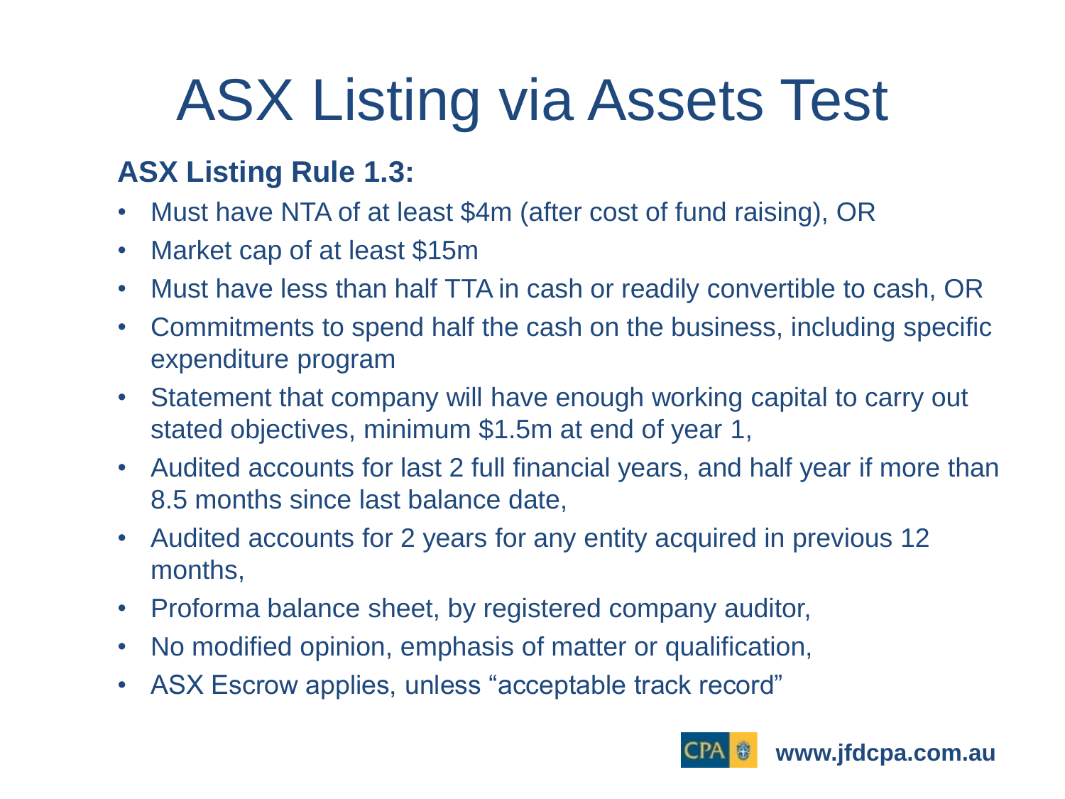# ASX Listing via Assets Test

**ASX Listing Rule 1.3:**

- Must have NTA of at least $4m (after cost of fund raising), OR
- Market cap of at least $15m
- Must have less than half TTA in cash or readily convertible to cash, OR
- Commitments to spend half the cash on the business, including specific expenditure program
- Statement that company will have enough working capital to carry out stated objectives, minimum $1.5m at end of year 1,
- Audited accounts for last 2 full financial years, and half year if more than 8.5 months since last balance date,
- Audited accounts for 2 years for any entity acquired in previous 12 months,
- Proforma balance sheet, by registered company auditor,
- No modified opinion, emphasis of matter or qualification,
- ASX Escrow applies, unless "acceptable track record"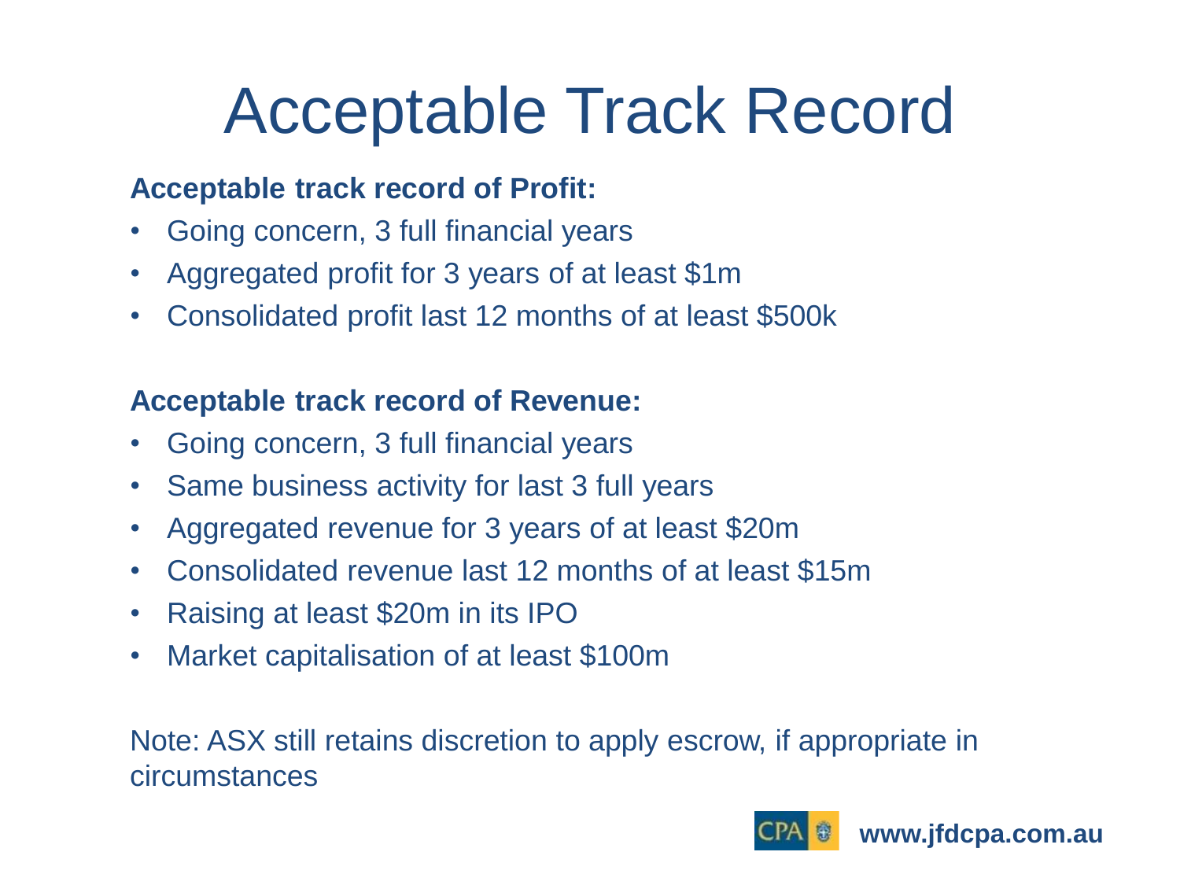# Acceptable Track Record

**Acceptable track record of Profit:**

- Going concern, 3 full financial years
- Aggregated profit for 3 years of at least $1m
- Consolidated profit last 12 months of at least $500k

**Acceptable track record of Revenue:**

- Going concern, 3 full financial years
- Same business activity for last 3 full years
- Aggregated revenue for 3 years of at least $20m
- Consolidated revenue last 12 months of at least $15m
- Raising at least $20m in its IPO
- Market capitalisation of at least $100m

Note: ASX still retains discretion to apply escrow, if appropriate in circumstances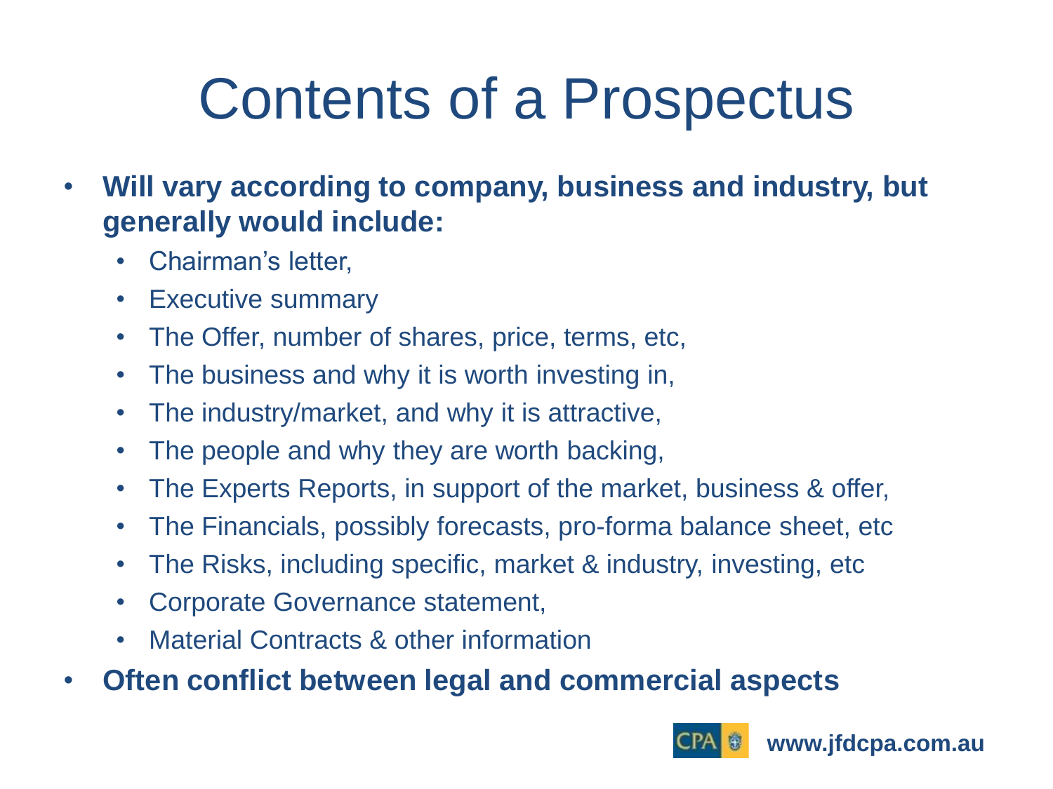# Contents of a Prospectus

- **Will vary according to company, business and industry, but generally would include:**
  - Chairman's letter,
  - Executive summary
  - The Offer, number of shares, price, terms, etc,
  - The business and why it is worth investing in,
  - The industry/market, and why it is attractive,
  - The people and why they are worth backing,
  - The Experts Reports, in support of the market, business & offer,
  - The Financials, possibly forecasts, pro-forma balance sheet, etc
  - The Risks, including specific, market & industry, investing, etc
  - Corporate Governance statement,
  - Material Contracts & other information
- **Often conflict between legal and commercial aspects**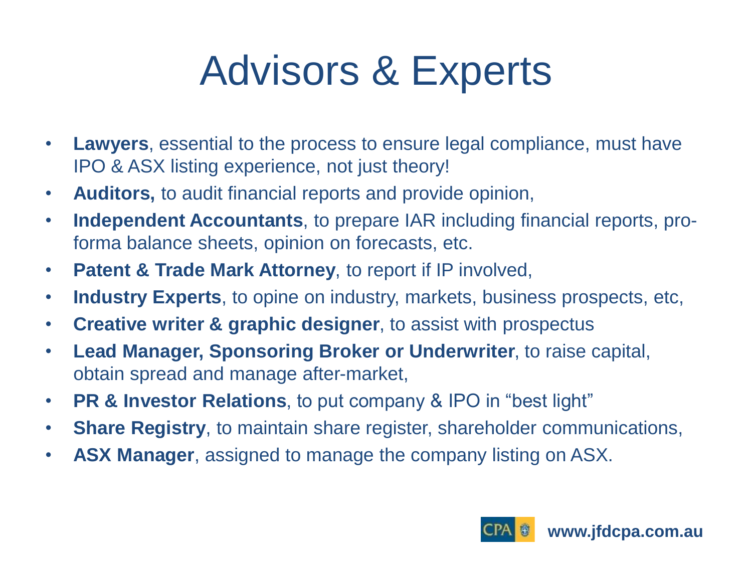# Advisors & Experts

- **Lawyers**, essential to the process to ensure legal compliance, must have IPO & ASX listing experience, not just theory!
- **Auditors,** to audit financial reports and provide opinion,
- **Independent Accountants**, to prepare IAR including financial reports, pro-forma balance sheets, opinion on forecasts, etc.
- **Patent & Trade Mark Attorney**, to report if IP involved,
- **Industry Experts**, to opine on industry, markets, business prospects, etc,
- **Creative writer & graphic designer**, to assist with prospectus
- **Lead Manager, Sponsoring Broker or Underwriter**, to raise capital, obtain spread and manage after-market,
- **PR & Investor Relations**, to put company & IPO in "best light"
- **Share Registry**, to maintain share register, shareholder communications,
- **ASX Manager**, assigned to manage the company listing on ASX.

CPA **www.jfdcpa.com.au**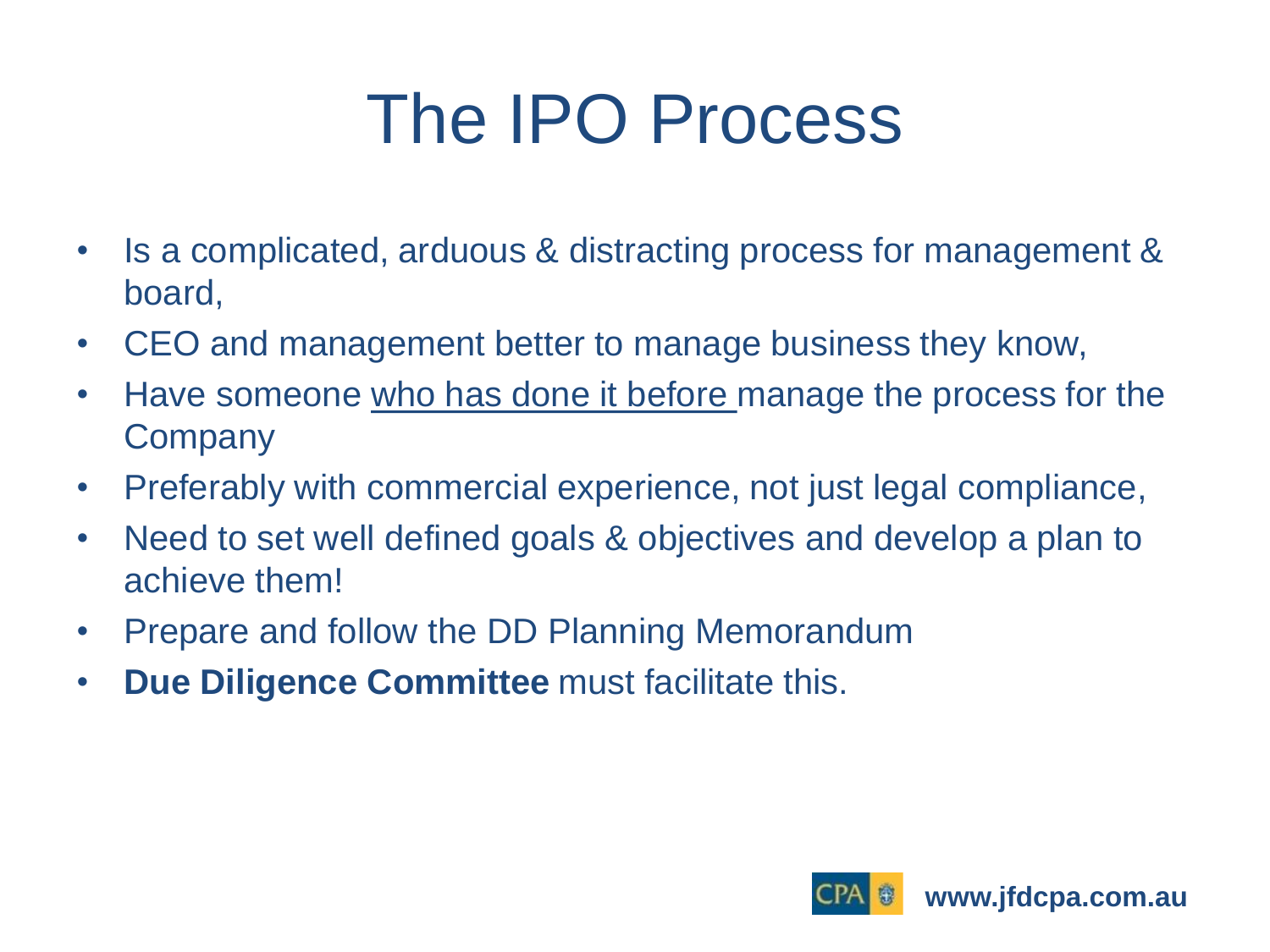# The IPO Process

- Is a complicated, arduous & distracting process for management & board,
- CEO and management better to manage business they know,
- Have someone <u>who has done it before</u> manage the process for the Company
- Preferably with commercial experience, not just legal compliance,
- Need to set well defined goals & objectives and develop a plan to achieve them!
- Prepare and follow the DD Planning Memorandum
- **Due Diligence Committee** must facilitate this.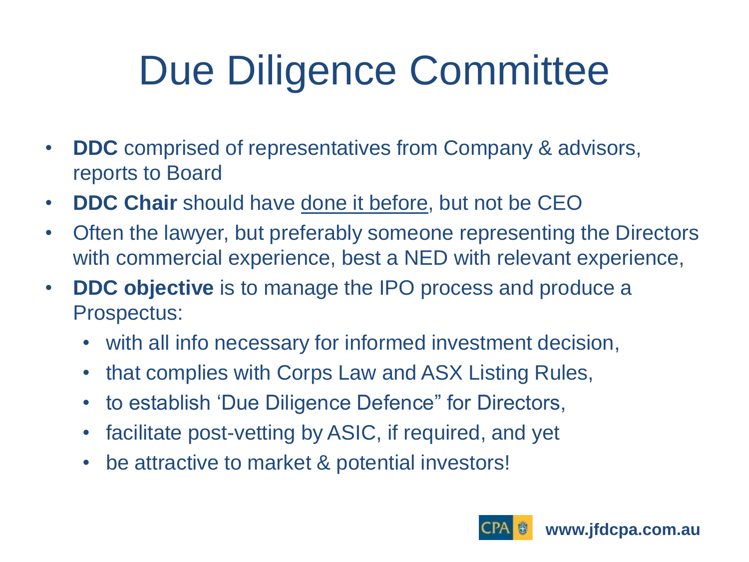# Due Diligence Committee

- **DDC** comprised of representatives from Company & advisors, reports to Board
- **DDC Chair** should have <u>done it before</u>, but not be CEO
- Often the lawyer, but preferably someone representing the Directors with commercial experience, best a NED with relevant experience,
- **DDC objective** is to manage the IPO process and produce a Prospectus:
  - with all info necessary for informed investment decision,
  - that complies with Corps Law and ASX Listing Rules,
  - to establish 'Due Diligence Defence" for Directors,
  - facilitate post-vetting by ASIC, if required, and yet
  - be attractive to market & potential investors!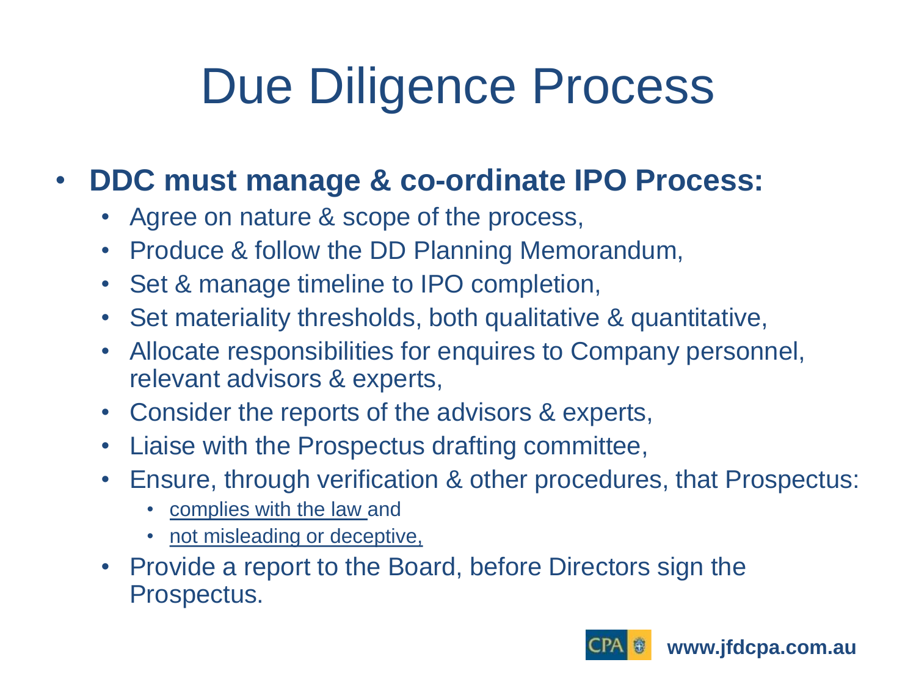# Due Diligence Process

- **DDC must manage & co-ordinate IPO Process:**
  - Agree on nature & scope of the process,
  - Produce & follow the DD Planning Memorandum,
  - Set & manage timeline to IPO completion,
  - Set materiality thresholds, both qualitative & quantitative,
  - Allocate responsibilities for enquires to Company personnel, relevant advisors & experts,
  - Consider the reports of the advisors & experts,
  - Liaise with the Prospectus drafting committee,
  - Ensure, through verification & other procedures, that Prospectus:
    - <u>complies with the law</u> and
    - <u>not misleading or deceptive,</u>
  - Provide a report to the Board, before Directors sign the Prospectus.

www.jfdcpa.com.au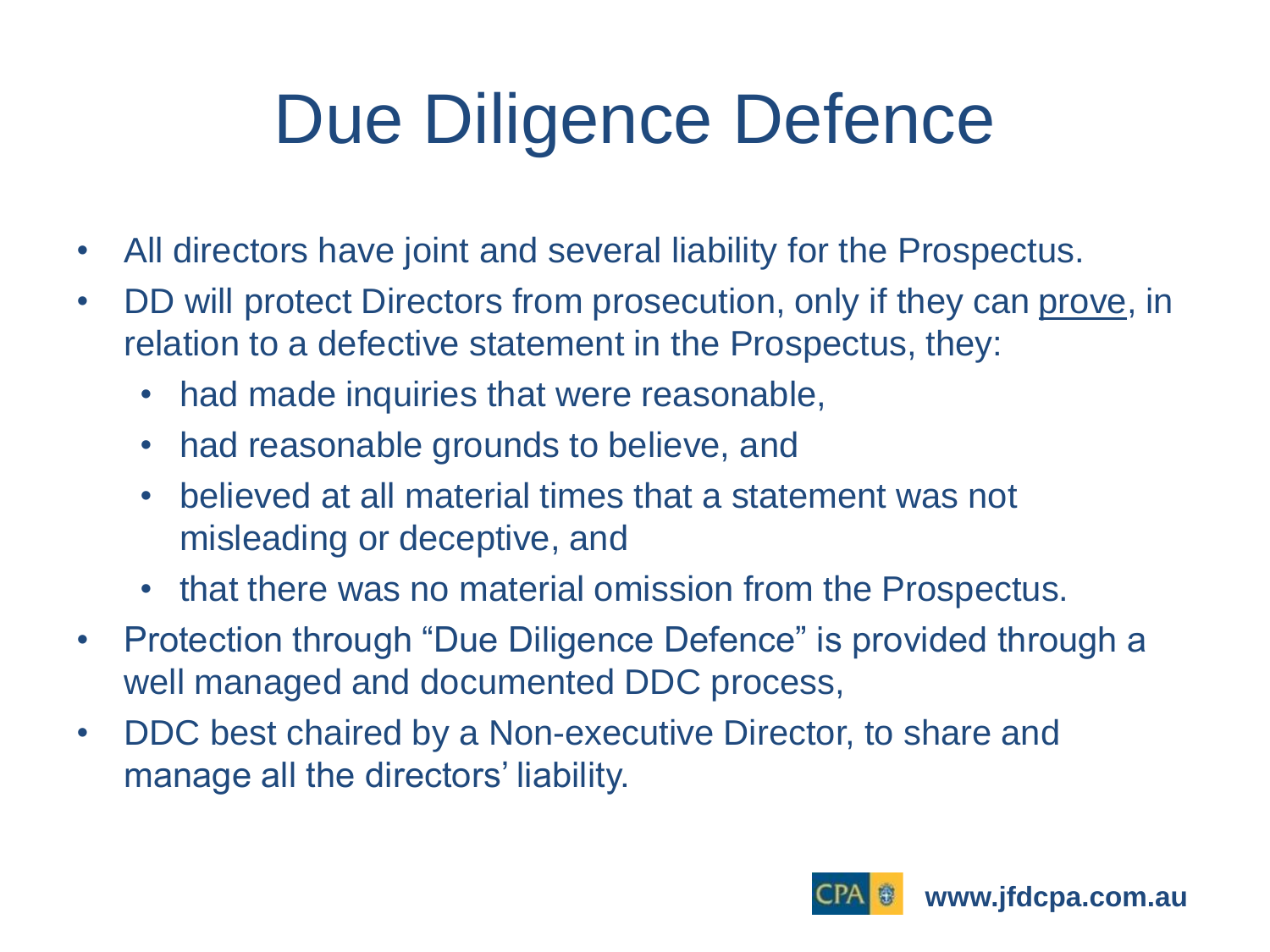# Due Diligence Defence

- All directors have joint and several liability for the Prospectus.
- DD will protect Directors from prosecution, only if they can <u>prove</u>, in relation to a defective statement in the Prospectus, they:
  - had made inquiries that were reasonable,
  - had reasonable grounds to believe, and
  - believed at all material times that a statement was not misleading or deceptive, and
  - that there was no material omission from the Prospectus.
- Protection through "Due Diligence Defence" is provided through a well managed and documented DDC process,
- DDC best chaired by a Non-executive Director, to share and manage all the directors' liability.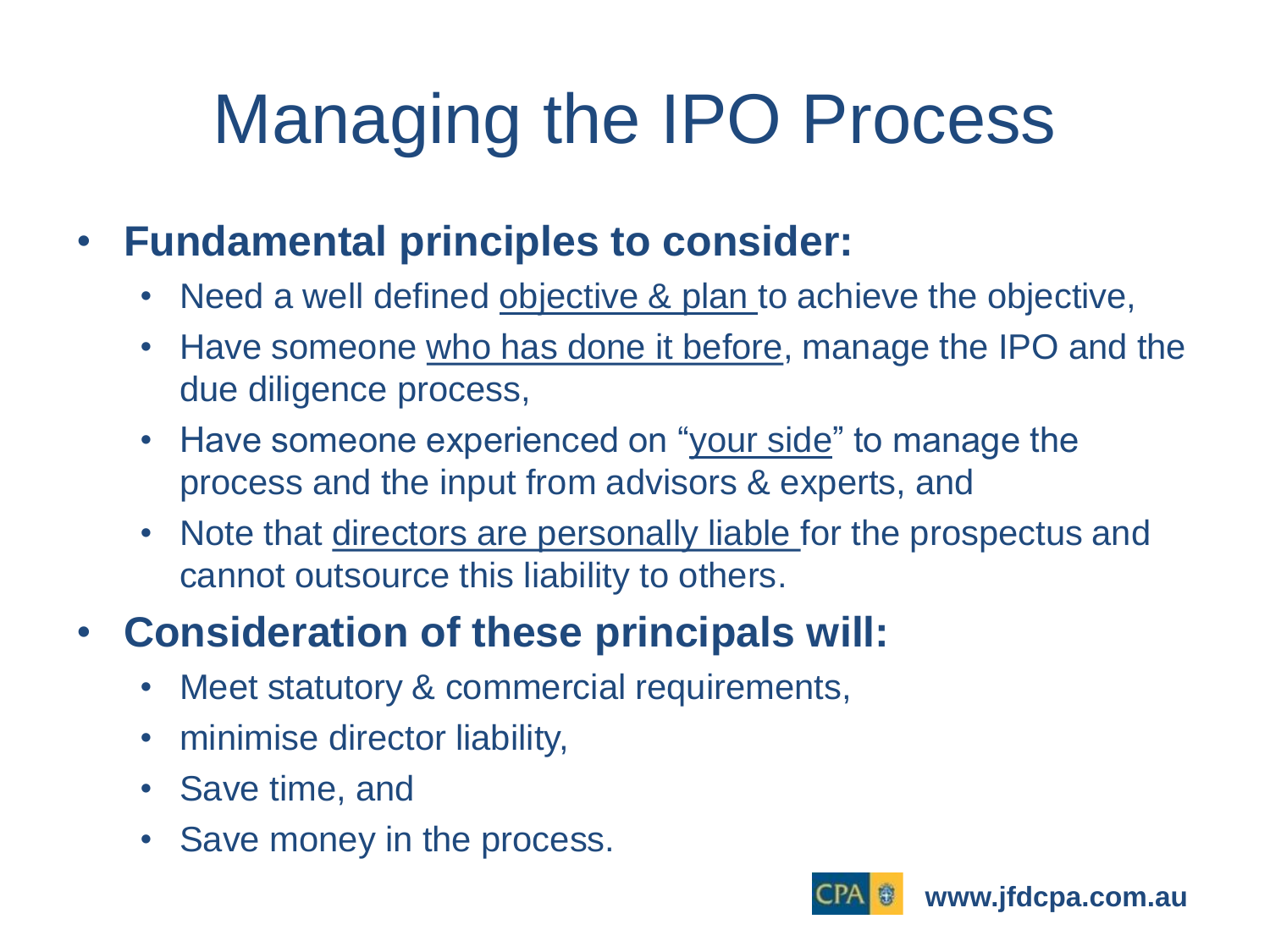# Managing the IPO Process

- **Fundamental principles to consider:**
  - Need a well defined objective & plan to achieve the objective,
  - Have someone who has done it before, manage the IPO and the due diligence process,
  - Have someone experienced on "your side" to manage the process and the input from advisors & experts, and
  - Note that directors are personally liable for the prospectus and cannot outsource this liability to others.
- **Consideration of these principals will:**
  - Meet statutory & commercial requirements,
  - minimise director liability,
  - Save time, and
  - Save money in the process.

CPA **www.jfdcpa.com.au**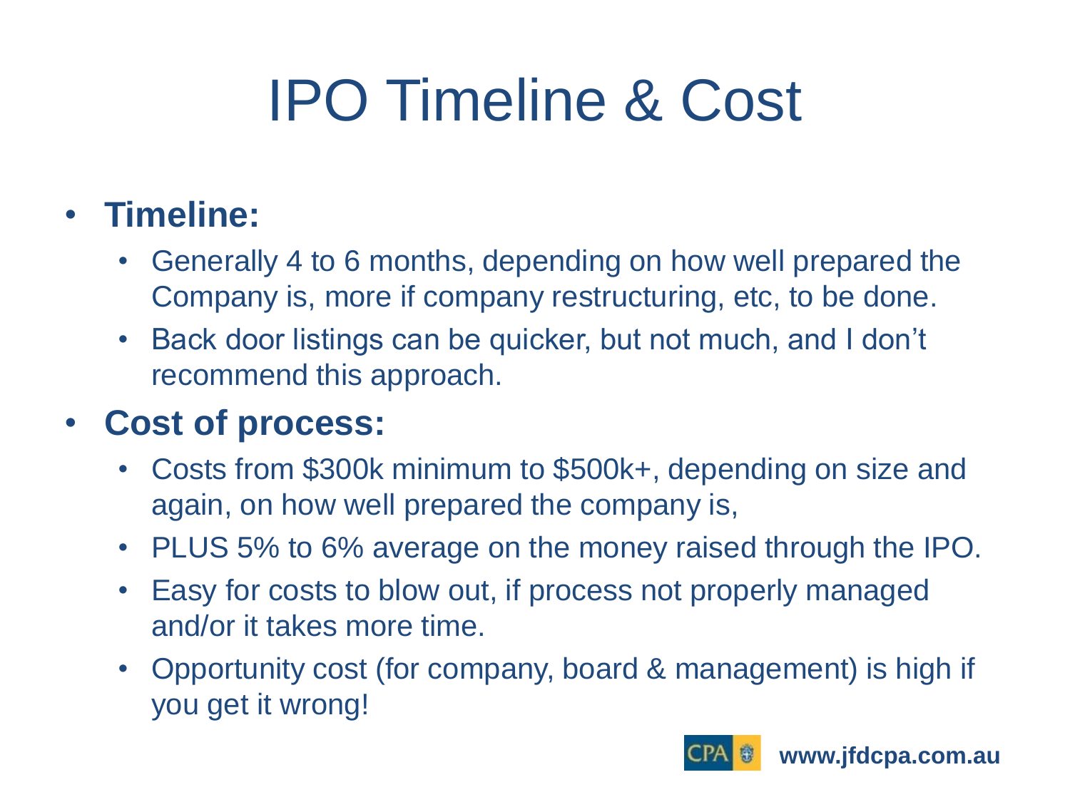# IPO Timeline & Cost

- **Timeline:**
  - Generally 4 to 6 months, depending on how well prepared the Company is, more if company restructuring, etc, to be done.
  - Back door listings can be quicker, but not much, and I don't recommend this approach.
- **Cost of process:**
  - Costs from $300k minimum to $500k+, depending on size and again, on how well prepared the company is,
  - PLUS 5% to 6% average on the money raised through the IPO.
  - Easy for costs to blow out, if process not properly managed and/or it takes more time.
  - Opportunity cost (for company, board & management) is high if you get it wrong!

**www.jfdcpa.com.au**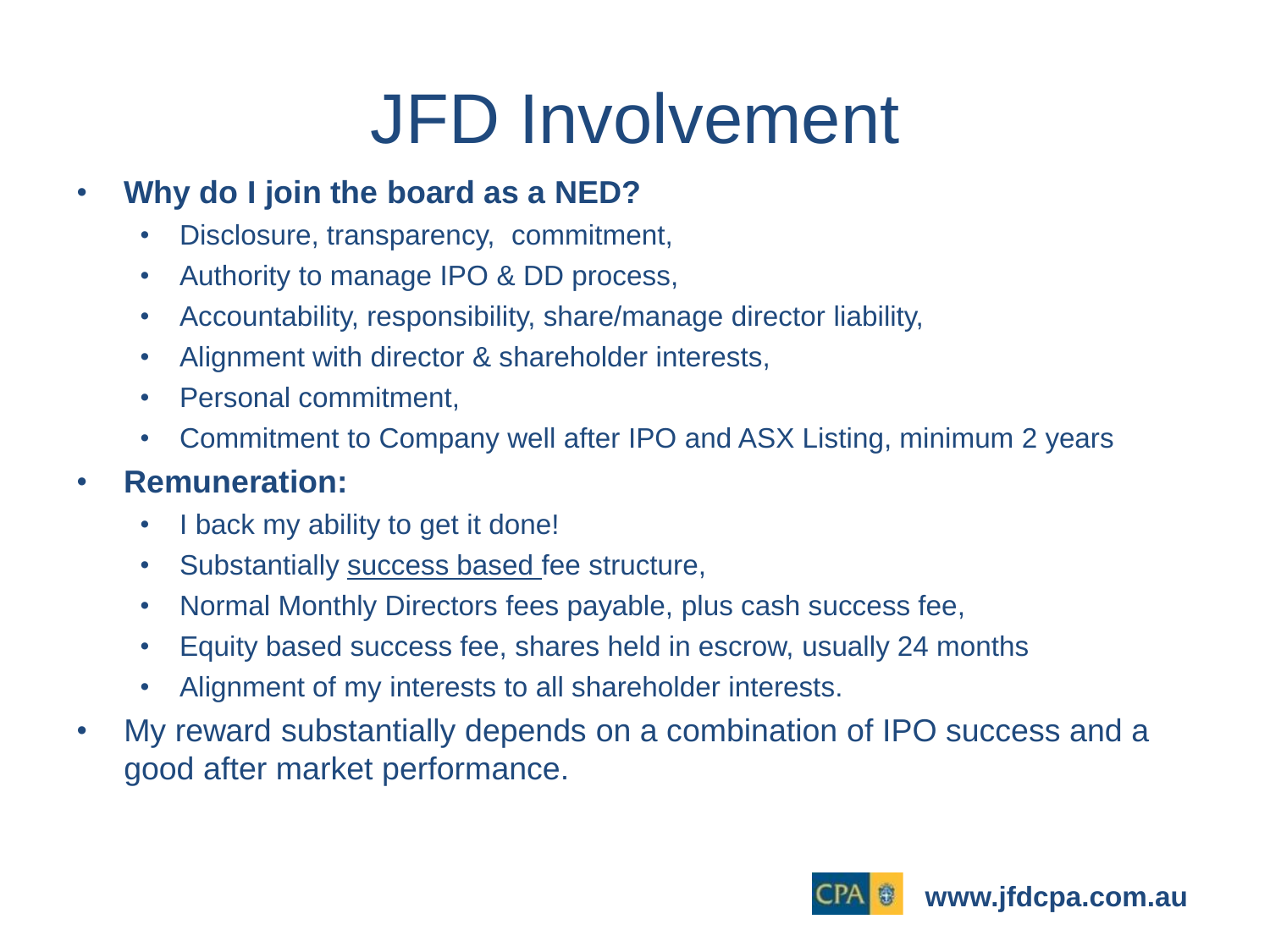# JFD Involvement

- **Why do I join the board as a NED?**
  - Disclosure, transparency, commitment,
  - Authority to manage IPO & DD process,
  - Accountability, responsibility, share/manage director liability,
  - Alignment with director & shareholder interests,
  - Personal commitment,
  - Commitment to Company well after IPO and ASX Listing, minimum 2 years
- **Remuneration:**
  - I back my ability to get it done!
  - Substantially <u>success based</u> fee structure,
  - Normal Monthly Directors fees payable, plus cash success fee,
  - Equity based success fee, shares held in escrow, usually 24 months
  - Alignment of my interests to all shareholder interests.
- My reward substantially depends on a combination of IPO success and a good after market performance.

CPA **www.jfdcpa.com.au**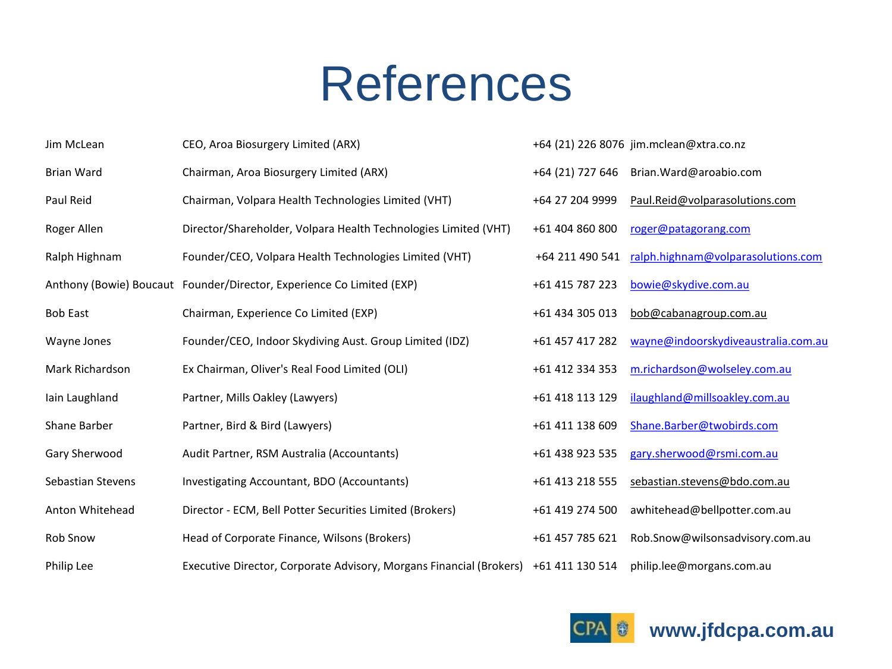# References

| | | | |
|---|---|---|---|
| Jim McLean | CEO, Aroa Biosurgery Limited (ARX) | +64 (21) 226 8076 | jim.mclean@xtra.co.nz |
| Brian Ward | Chairman, Aroa Biosurgery Limited (ARX) | +64 (21) 727 646 | Brian.Ward@aroabio.com |
| Paul Reid | Chairman, Volpara Health Technologies Limited (VHT) | +64 27 204 9999 | Paul.Reid@volparasolutions.com |
| Roger Allen | Director/Shareholder, Volpara Health Technologies Limited (VHT) | +61 404 860 800 | roger@patagorang.com |
| Ralph Highnam | Founder/CEO, Volpara Health Technologies Limited (VHT) | +64 211 490 541 | ralph.highnam@volparasolutions.com |
| Anthony (Bowie) Boucaut | Founder/Director, Experience Co Limited (EXP) | +61 415 787 223 | bowie@skydive.com.au |
| Bob East | Chairman, Experience Co Limited (EXP) | +61 434 305 013 | bob@cabanagroup.com.au |
| Wayne Jones | Founder/CEO, Indoor Skydiving Aust. Group Limited (IDZ) | +61 457 417 282 | wayne@indoorskydiveaustralia.com.au |
| Mark Richardson | Ex Chairman, Oliver's Real Food Limited (OLI) | +61 412 334 353 | m.richardson@wolseley.com.au |
| Iain Laughland | Partner, Mills Oakley (Lawyers) | +61 418 113 129 | ilaughland@millsoakley.com.au |
| Shane Barber | Partner, Bird & Bird (Lawyers) | +61 411 138 609 | Shane.Barber@twobirds.com |
| Gary Sherwood | Audit Partner, RSM Australia (Accountants) | +61 438 923 535 | gary.sherwood@rsmi.com.au |
| Sebastian Stevens | Investigating Accountant, BDO (Accountants) | +61 413 218 555 | sebastian.stevens@bdo.com.au |
| Anton Whitehead | Director - ECM, Bell Potter Securities Limited (Brokers) | +61 419 274 500 | awhitehead@bellpotter.com.au |
| Rob Snow | Head of Corporate Finance, Wilsons (Brokers) | +61 457 785 621 | Rob.Snow@wilsonsadvisory.com.au |
| Philip Lee | Executive Director, Corporate Advisory, Morgans Financial (Brokers) | +61 411 130 514 | philip.lee@morgans.com.au |

CPA **www.jfdcpa.com.au**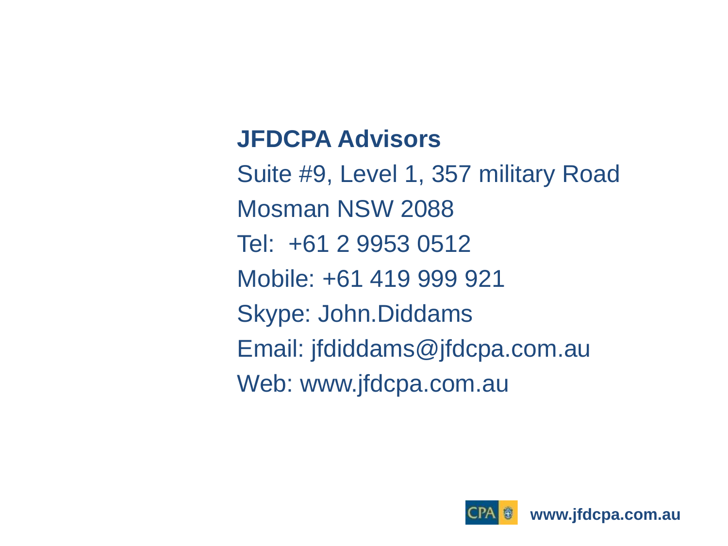**JFDCPA Advisors**

Suite #9, Level 1, 357 military Road

Mosman NSW 2088

Tel:  +61 2 9953 0512

Mobile: +61 419 999 921

Skype: John.Diddams

Email: jfdiddams@jfdcpa.com.au

Web: www.jfdcpa.com.au

CPA **www.jfdcpa.com.au**